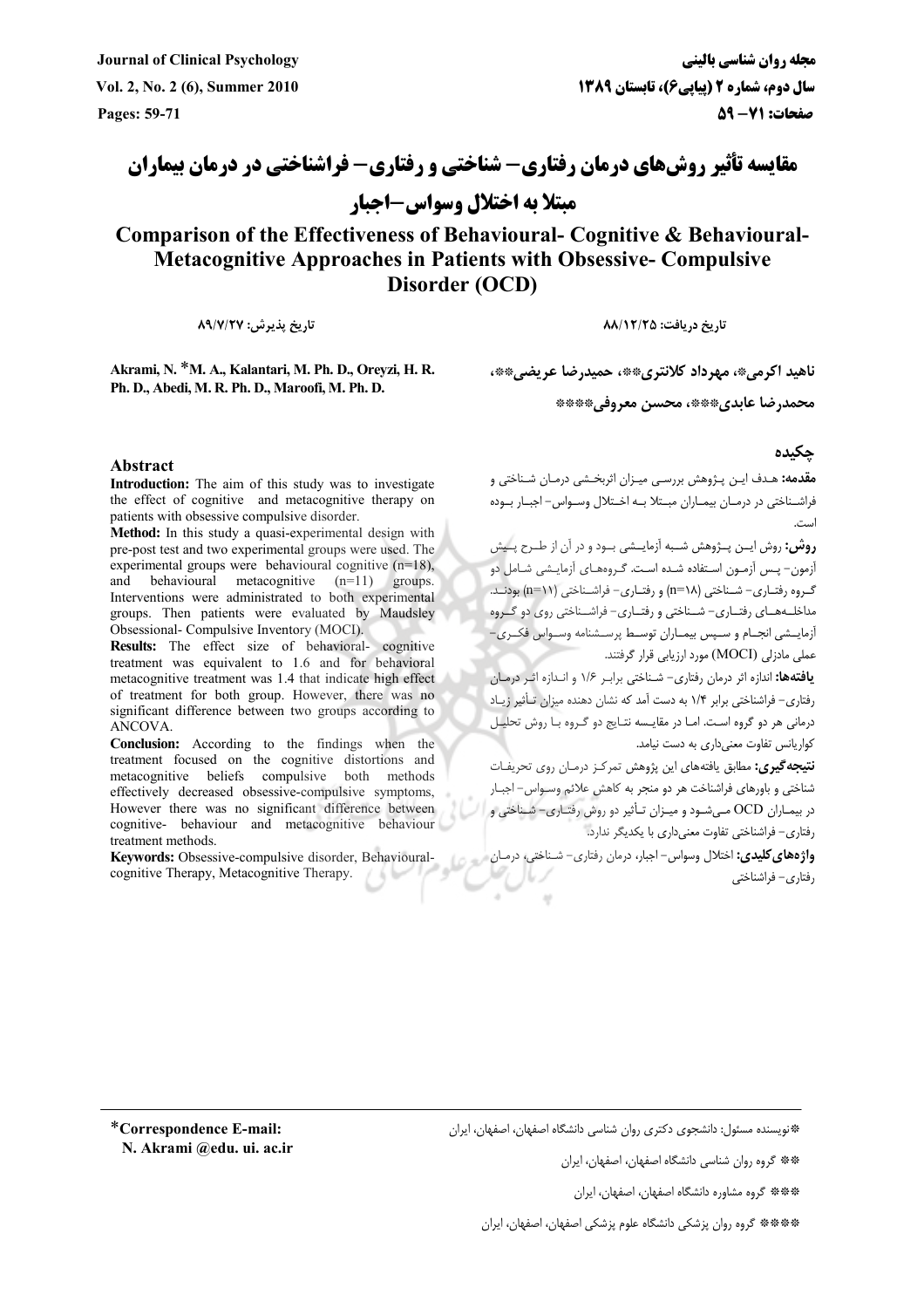# مقایسه تأثیر روش‌های درمان رفتاری– شناختی و رفتاری– فراشناختی در درمان بیماران مبتلا به اختلال وسواس–اجبار

# Comparison of the Effectiveness of Behavioural- Cognitive & Behavioural- Metacognitive Approaches in Patients with Obsessive- Compulsive Disorder (OCD)

تاریخ دریافت: ۸۸/۱۲/۲۵ — تاریخ پذیرش: ۸۹/۷/۲۷

ناهید اکرمی*، مهرداد کلانتری**، حمیدرضا عریضی**، محمدرضا عابدی***، محسن معروفی****

**Akrami, N.** *M. A., Kalantari, M. Ph. D., Oreyzi, H. R. Ph. D., Abedi, M. R. Ph. D., Maroofi, M. Ph. D.

## چکیده

**مقدمه:** هدف این پژوهش بررسی میزان اثربخشی درمان شناختی و فراشناختی در درمان بیماران مبتلا به اختلال وسواس– اجبار بوده است.

**روش:** روش این پژوهش شبه آزمایشی بود و در آن از طرح پیش آزمون– پس آزمون استفاده شده است. گروه‌های آزمایشی شامل دو گروه رفتاری– شناختی (n=۱۸) و رفتاری– فراشناختی (n=۱۱) بودند. مداخله‌های رفتاری– شناختی و رفتاری– فراشناختی روی دو گروه آزمایشی انجام و سپس بیماران توسط پرسشنامه وسواس فکری– عملی مادزلی (MOCI) مورد ارزیابی قرار گرفتند.

**یافته‌ها:** اندازه اثر درمان رفتاری– شناختی برابر ۱/۶ و اندازه اثر درمان رفتاری– فراشناختی برابر ۱/۴ به دست آمد که نشان دهنده میزان تأثیر زیاد درمانی هر دو گروه است. اما در مقایسه نتایج دو گروه با روش تحلیل کواریانس تفاوت معنی‌داری به دست نیامد.

**نتیجه‌گیری:** مطابق یافته‌های این پژوهش تمرکز درمان روی تحریفات شناختی و باورهای فراشناخت هر دو منجر به کاهش علائم وسواس– اجبار در بیماران OCD می‌شود و میزان تأثیر دو روش رفتاری– شناختی و رفتاری– فراشناختی تفاوت معنی‌داری با یکدیگر ندارد.

**واژه‌های کلیدی:** اختلال وسواس– اجبار، درمان رفتاری– شناختی، درمان رفتاری– فراشناختی

## Abstract

**Introduction:** The aim of this study was to investigate the effect of cognitive and metacognitive therapy on patients with obsessive compulsive disorder.

**Method:** In this study a quasi-experimental design with pre-post test and two experimental groups were used. The experimental groups were behavioural cognitive (n=18), and behavioural metacognitive (n=11) groups. Interventions were administrated to both experimental groups. Then patients were evaluated by Maudsley Obsessional- Compulsive Inventory (MOCI).

**Results:** The effect size of behavioral- cognitive treatment was equivalent to 1.6 and for behavioral metacognitive treatment was 1.4 that indicate high effect of treatment for both group. However, there was no significant difference between two groups according to ANCOVA.

**Conclusion:** According to the findings when the treatment focused on the cognitive distortions and metacognitive beliefs compulsive both methods effectively decreased obsessive-compulsive symptoms, However there was no significant difference between cognitive- behaviour and metacognitive behaviour treatment methods.

**Keywords:** Obsessive-compulsive disorder, Behavioural-cognitive Therapy, Metacognitive Therapy.

---

*نویسنده مسئول: دانشجوی دکتری روان شناسی دانشگاه اصفهان، اصفهان، ایران

** گروه روان شناسی دانشگاه اصفهان، اصفهان، ایران

*** گروه مشاوره دانشگاه اصفهان، اصفهان، ایران

**** گروه روان پزشکی دانشگاه علوم پزشکی اصفهان، اصفهان، ایران

*Correspondence E-mail: N. Akrami @edu. ui. ac.ir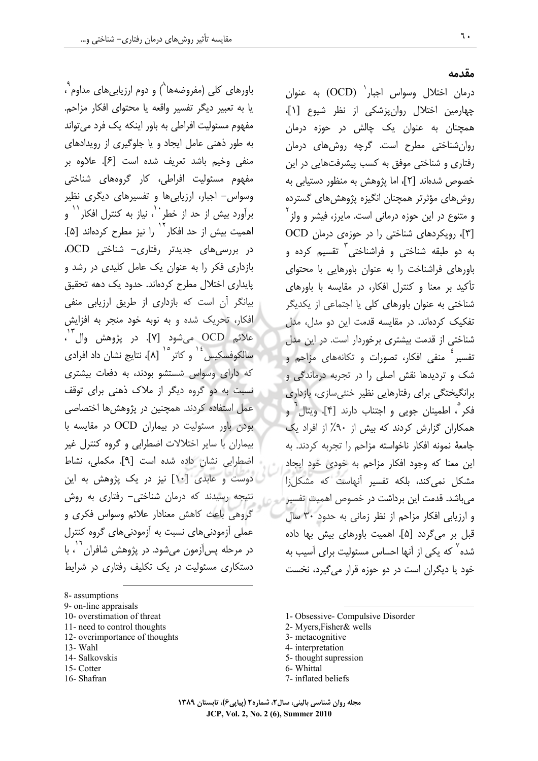## مقدمه

درمان اختلال وسواس اجبار[1] (OCD) به عنوان چهارمین اختلال روان‌پزشکی از نظر شیوع [۱]، همچنان به عنوان یک چالش در حوزه درمان روان‌شناختی مطرح است. گرچه روش‌های درمان رفتاری و شناختی موفق به کسب پیشرفت‌هایی در این خصوص شده‌اند [۲]، اما پژوهش به منظور دستیابی به روش‌های مؤثرتر همچنان انگیزه پژوهش‌های گسترده و متنوع در این حوزه درمانی است. مایرز، فیشر و ولز[2] [۳]، رویکردهای شناختی را در حوزه‌ی درمان OCD به دو طبقه شناختی و فراشناختی[3] تقسیم کرده و باورهای فراشناخت را به عنوان باورهایی با محتوای تأکید بر معنا و کنترل افکار، در مقایسه با باورهای شناختی به عنوان باورهای کلی یا اجتماعی از یکدیگر تفکیک کرده‌اند. در مقایسه قدمت این دو مدل، مدل شناختی از قدمت بیشتری برخوردار است. در این مدل تفسیر[4] منفی افکار، تصورات و تکانه‌های مزاحم و شک و تردیدها نقش اصلی را در تجربه درماندگی و برانگیختگی برای رفتارهایی نظیر خنثی‌سازی، بازداری فکر[5]، اطمینان جویی و اجتناب دارند [۴]. ویتال[6] و همکاران گزارش کردند که بیش از ۹۰٪ از افراد یک جامعهٔ نمونه افکار ناخواسته مزاحم را تجربه کردند. به این معنا که وجود افکار مزاحم به خودی خود ایجاد مشکل نمی‌کند، بلکه تفسیر آنهاست که مشکل‌زا می‌باشد. قدمت این برداشت در خصوص اهمیت تفسیر و ارزیابی افکار مزاحم از نظر زمانی به حدود ۳۰ سال قبل بر می‌گردد [۵]. اهمیت باورهای بیش بها داده شده[7] که یکی از آنها احساس مسئولیت برای آسیب به خود یا دیگران است در دو حوزه قرار می‌گیرد، نخست باورهای کلی (مفروضه‌ها[8]) و دوم ارزیابی‌های مداوم[9]، یا به تعبیر دیگر تفسیر واقعه یا محتوای افکار مزاحم. مفهوم مسئولیت افراطی به باور اینکه یک فرد می‌تواند به طور ذهنی عامل ایجاد و یا جلوگیری از رویدادهای منفی وخیم باشد تعریف شده است [۶]. علاوه بر مفهوم مسئولیت افراطی، کار گروه‌های شناختی وسواس- اجبار، ارزیابی‌ها و تفسیرهای دیگری نظیر برآورد بیش از حد از خطر[10]، نیاز به کنترل افکار[11] و اهمیت بیش از حد افکار[12] را نیز مطرح کرده‌اند [۵]. در بررسی‌های جدیدتر رفتاری- شناختی OCD، بازداری فکر را به عنوان یک عامل کلیدی در رشد و پایداری اختلال مطرح کرده‌اند. حدود یک دهه تحقیق بیانگر آن است که بازداری از طریق ارزیابی منفی افکار، تحریک شده و به نوبه خود منجر به افزایش علائم OCD می‌شود [۷]. در پژوهش وال[13]، سالکوفسکیس[14] و کاتر[15] [۸]، نتایج نشان داد افرادی که دارای وسواس شستشو بودند، به دفعات بیشتری نسبت به دو گروه دیگر از ملاک ذهنی برای توقف عمل استفاده کردند. همچنین در پژوهش‌ها اختصاصی بودن باور مسئولیت در بیماران OCD در مقایسه با بیماران با سایر اختلالات اضطرابی و گروه کنترل غیر اضطرابی نشان داده شده است [۹]. مکملی، نشاط دوست و عابدی [۱۰] نیز در یک پژوهش به این نتیجه رسیدند که درمان شناختی- رفتاری به روش گروهی باعث کاهش معنادار علائم وسواس فکری و عملی آزمودنی‌های نسبت به آزمودنی‌های گروه کنترل در مرحله پس‌آزمون می‌شود. در پژوهش شافران[16]، با دستکاری مسئولیت در یک تکلیف رفتاری در شرایط

---

1- Obsessive- Compulsive Disorder
2- Myers,Fisher& wells
3- metacognitive
4- interpretation
5- thought supression
6- Whittal
7- inflated beliefs
8- assumptions
9- on-line appraisals
10- overstimation of threat
11- need to control thoughts
12- overimportance of thoughts
13- Wahl
14- Salkovskis
15- Cotter
16- Shafran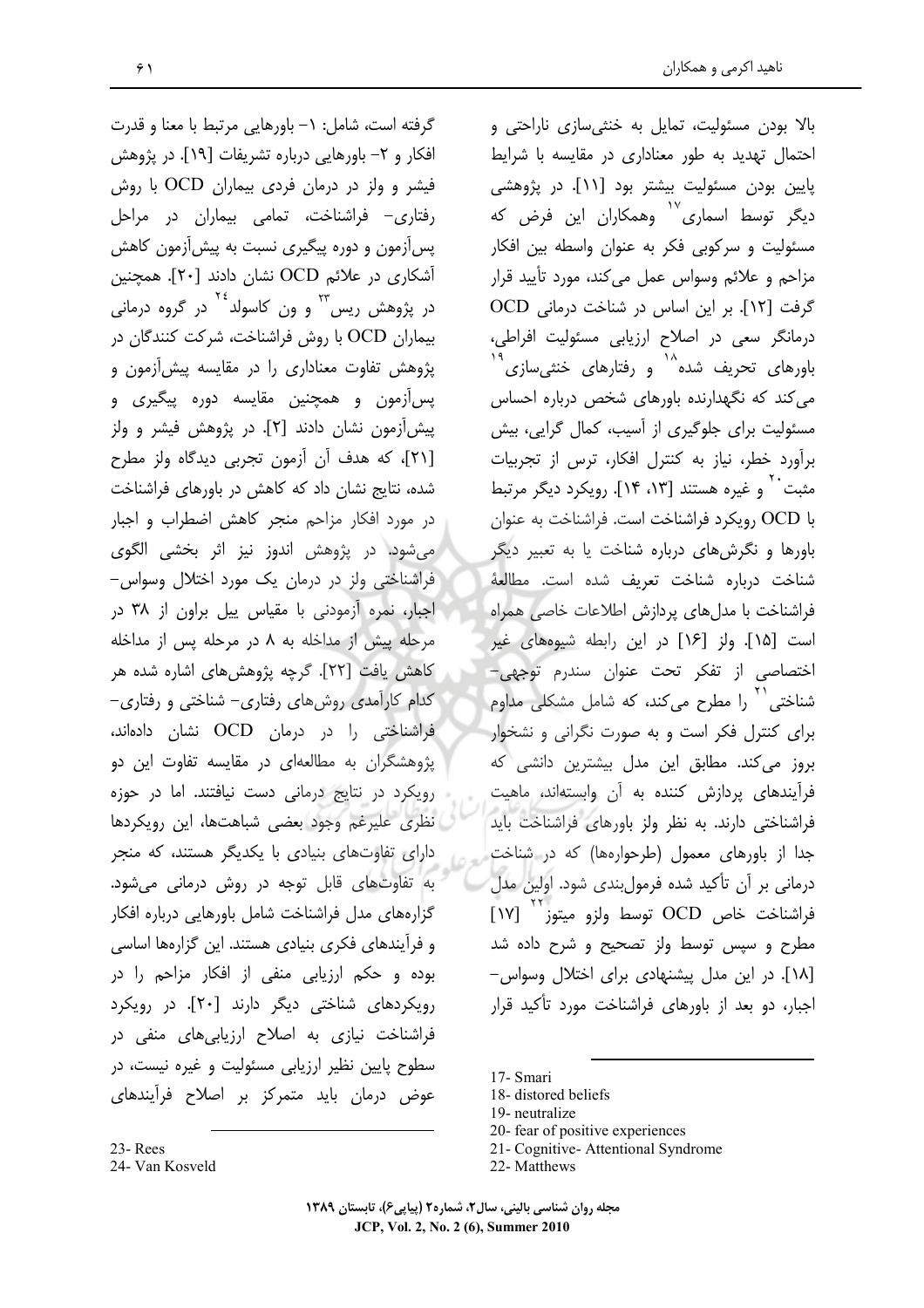بالا بودن مسئولیت، تمایل به خنثی‌سازی ناراحتی و احتمال تهدید به طور معناداری در مقایسه با شرایط پایین بودن مسئولیت بیشتر بود [۱۱]. در پژوهشی دیگر توسط اسماری[17] وهمکاران این فرض که مسئولیت و سرکوبی فکر به عنوان واسطه بین افکار مزاحم و علائم وسواس عمل می‌کند، مورد تأیید قرار گرفت [۱۲]. بر این اساس در شناخت درمانی OCD درمانگر سعی در اصلاح ارزیابی مسئولیت افراطی، باورهای تحریف شده[18] و رفتارهای خنثی‌سازی[19] می‌کند که نگهدارنده باورهای شخص درباره احساس مسئولیت برای جلوگیری از آسیب، کمال گرایی، بیش برآورد خطر، نیاز به کنترل افکار، ترس از تجربیات مثبت[20] و غیره هستند [۱۳، ۱۴]. رویکرد دیگر مرتبط با OCD رویکرد فراشناخت است. فراشناخت به عنوان باورها و نگرش‌های درباره شناخت یا به تعبیر دیگر شناخت درباره شناخت تعریف شده است. مطالعهٔ فراشناخت با مدل‌های پردازش اطلاعات خاصی همراه است [۱۵]. ولز [۱۶] در این رابطه شیوه‌های غیر اختصاصی از تفکر تحت عنوان سندرم توجهی- شناختی[21] را مطرح می‌کند، که شامل مشکلی مداوم برای کنترل فکر است و به صورت نگرانی و نشخوار بروز می‌کند. مطابق این مدل بیشترین دانشی که فرآیندهای پردازش کننده به آن وابسته‌اند، ماهیت فراشناختی دارند. به نظر ولز باورهای فراشناخت باید جدا از باورهای معمول (طرحواره‌ها) که در شناخت درمانی بر آن تأکید شده فرمول‌بندی شود. اولین مدل فراشناخت خاص OCD توسط ولزو میتوز[22] [۱۷] مطرح و سپس توسط ولز تصحیح و شرح داده شد [۱۸]. در این مدل پیشنهادی برای اختلال وسواس- اجبار، دو بعد از باورهای فراشناخت مورد تأکید قرار گرفته است، شامل: ۱- باورهایی مرتبط با معنا و قدرت افکار و ۲- باورهایی درباره تشریفات [۱۹]. در پژوهش فیشر و ولز در درمان فردی بیماران OCD با روش رفتاری- فراشناخت، تمامی بیماران در مراحل پس‌آزمون و دوره پیگیری نسبت به پیش‌آزمون کاهش آشکاری در علائم OCD نشان دادند [۲۰]. همچنین در پژوهش ریس[23] و ون کاسولد[24] در گروه درمانی بیماران OCD با روش فراشناخت، شرکت کنندگان در پژوهش تفاوت معناداری را در مقایسه پیش‌آزمون و پس‌آزمون و همچنین مقایسه دوره پیگیری و پیش‌آزمون نشان دادند [۲]. در پژوهش فیشر و ولز [۲۱]، که هدف آن آزمون تجربی دیدگاه ولز مطرح شده، نتایج نشان داد که کاهش در باورهای فراشناخت در مورد افکار مزاحم منجر کاهش اضطراب و اجبار می‌شود. در پژوهش اندوز نیز اثر بخشی الگوی فراشناختی ولز در درمان یک مورد اختلال وسواس- اجبار، نمره آزمودنی با مقیاس ییل براون از ۳۸ در مرحله پیش از مداخله به ۸ در مرحله پس از مداخله کاهش یافت [۲۲]. گرچه پژوهش‌های اشاره شده هر کدام کارآمدی روش‌های رفتاری- شناختی و رفتاری- فراشناختی را در درمان OCD نشان داده‌اند، پژوهشگران به مطالعه‌ای در مقایسه تفاوت این دو رویکرد در نتایج درمانی دست نیافتند. اما در حوزه نظری علیرغم وجود بعضی شباهت‌ها، این رویکردها دارای تفاوت‌های بنیادی با یکدیگر هستند، که منجر به تفاوت‌های قابل توجه در روش درمانی می‌شود. گزاره‌های مدل فراشناخت شامل باورهایی درباره افکار و فرآیندهای فکری بنیادی هستند. این گزاره‌ها اساسی بوده و حکم ارزیابی منفی از افکار مزاحم را در رویکردهای شناختی دیگر دارند [۲۰]. در رویکرد فراشناخت نیازی به اصلاح ارزیابی‌های منفی در سطوح پایین نظیر ارزیابی مسئولیت و غیره نیست، در عوض درمان باید متمرکز بر اصلاح فرآیندهای

---

17- Smari
18- distored beliefs
19- neutralize
20- fear of positive experiences
21- Cognitive- Attentional Syndrome
22- Matthews
23- Rees
24- Van Kosveld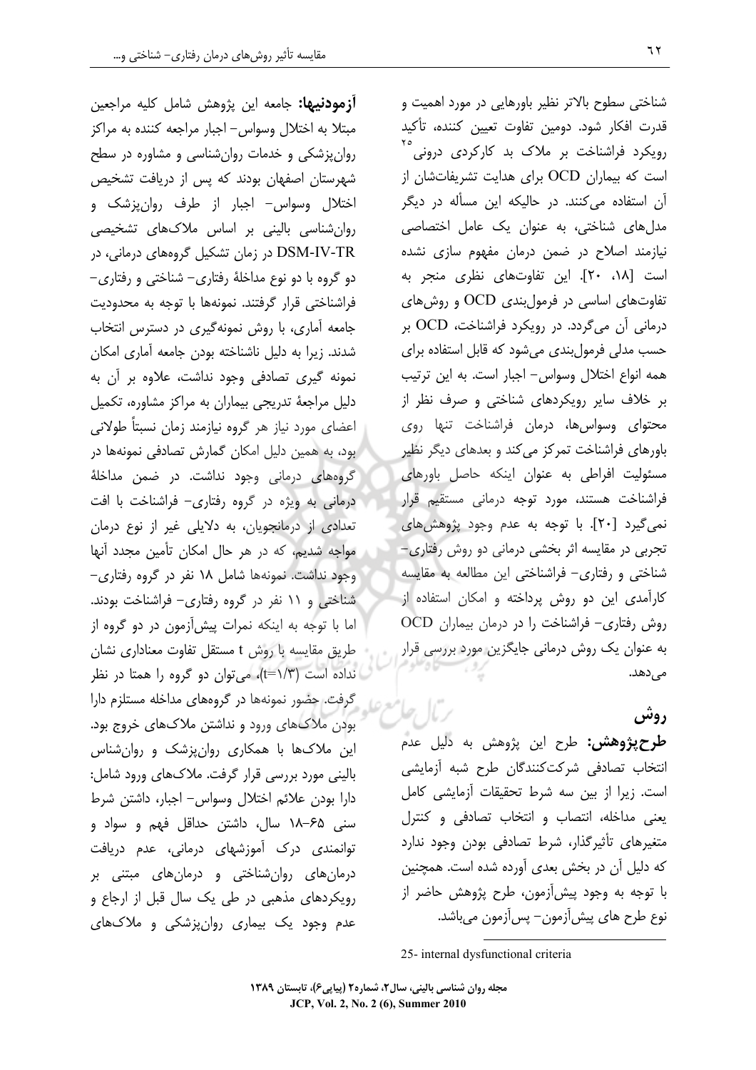شناختی سطوح بالاتر نظیر باورهایی در مورد اهمیت و قدرت افکار شود. دومین تفاوت تعیین کننده، تأکید رویکرد فراشناخت بر ملاک بد کارکردی درونی[25] است که بیماران OCD برای هدایت تشریفات‌شان از آن استفاده می‌کنند. در حالیکه این مسأله در دیگر مدل‌های شناختی، به عنوان یک عامل اختصاصی نیازمند اصلاح در ضمن درمان مفهوم سازی نشده است [۱۸، ۲۰]. این تفاوت‌های نظری منجر به تفاوت‌های اساسی در فرمول‌بندی OCD و روش‌های درمانی آن می‌گردد. در رویکرد فراشناخت، OCD بر حسب مدلی فرمول‌بندی می‌شود که قابل استفاده برای همه انواع اختلال وسواس- اجبار است. به این ترتیب بر خلاف سایر رویکردهای شناختی و صرف نظر از محتوای وسواس‌ها، درمان فراشناخت تنها روی باورهای فراشناخت تمرکز می‌کند و بعدهای دیگر نظیر مسئولیت افراطی به عنوان اینکه حاصل باورهای فراشناخت هستند، مورد توجه درمانی مستقیم قرار نمی‌گیرد [۲۰]. با توجه به عدم وجود پژوهش‌های تجربی در مقایسه اثر بخشی درمانی دو روش رفتاری- شناختی و رفتاری- فراشناختی این مطالعه به مقایسه کارآمدی این دو روش پرداخته و امکان استفاده از روش رفتاری- فراشناخت را در درمان بیماران OCD به عنوان یک روش درمانی جایگزین مورد بررسی قرار می‌دهد.

## روش

**طرح‌پژوهش:** طرح این پژوهش به دلیل عدم انتخاب تصادفی شرکت‌کنندگان طرح شبه آزمایشی است. زیرا از بین سه شرط تحقیقات آزمایشی کامل یعنی مداخله، انتصاب و انتخاب تصادفی و کنترل متغیرهای تأثیرگذار، شرط تصادفی بودن وجود ندارد که دلیل آن در بخش بعدی آورده شده است. همچنین با توجه به وجود پیش‌آزمون، طرح پژوهش حاضر از نوع طرح های پیش‌آزمون- پس‌آزمون می‌باشد.

**آزمودنیها:** جامعه این پژوهش شامل کلیه مراجعین مبتلا به اختلال وسواس- اجبار مراجعه کننده به مراکز روان‌پزشکی و خدمات روان‌شناسی و مشاوره در سطح شهرستان اصفهان بودند که پس از دریافت تشخیص اختلال وسواس- اجبار از طرف روان‌پزشک و روان‌شناس بالینی بر اساس ملاک‌های تشخیصی DSM-IV-TR در زمان تشکیل گروه‌های درمانی، در دو گروه با دو نوع مداخلهٔ رفتاری- شناختی و رفتاری- فراشناختی قرار گرفتند. نمونه‌ها با توجه به محدودیت جامعه آماری، با روش نمونه‌گیری در دسترس انتخاب شدند. زیرا به دلیل ناشناخته بودن جامعه آماری امکان نمونه گیری تصادفی وجود نداشت، علاوه بر آن به دلیل مراجعهٔ تدریجی بیماران به مراکز مشاوره، تکمیل اعضای مورد نیاز هر گروه نیازمند زمان نسبتاً طولانی بود، به همین دلیل امکان گمارش تصادفی نمونه‌ها در گروه‌های درمانی وجود نداشت. در ضمن مداخلهٔ درمانی به ویژه در گروه رفتاری- فراشناخت با افت تعدادی از درمانجویان، به دلایلی غیر از نوع درمان مواجه شدیم، که در هر حال امکان تأمین مجدد آنها وجود نداشت. نمونه‌ها شامل ۱۸ نفر در گروه رفتاری- شناختی و ۱۱ نفر در گروه رفتاری- فراشناخت بودند. اما با توجه به اینکه نمرات پیش‌آزمون در دو گروه از طریق مقایسه با روش t مستقل تفاوت معناداری نشان نداده است ($t=1/3$)، می‌توان دو گروه را همتا در نظر گرفت. حضور نمونه‌ها در گروه‌های مداخله مستلزم دارا بودن ملاک‌های ورود و نداشتن ملاک‌های خروج بود. این ملاک‌ها با همکاری روان‌پزشک و روان‌شناس بالینی مورد بررسی قرار گرفت. ملاک‌های ورود شامل: دارا بودن علائم اختلال وسواس- اجبار، داشتن شرط سنی ۶۵-۱۸ سال، داشتن حداقل فهم و سواد و توانمندی درک آموزشهای درمانی، عدم دریافت درمان‌های روان‌شناختی و درمان‌های مبتنی بر رویکردهای مذهبی در طی یک سال قبل از ارجاع و عدم وجود یک بیماری روان‌پزشکی و ملاک‌های

---

25- internal dysfunctional criteria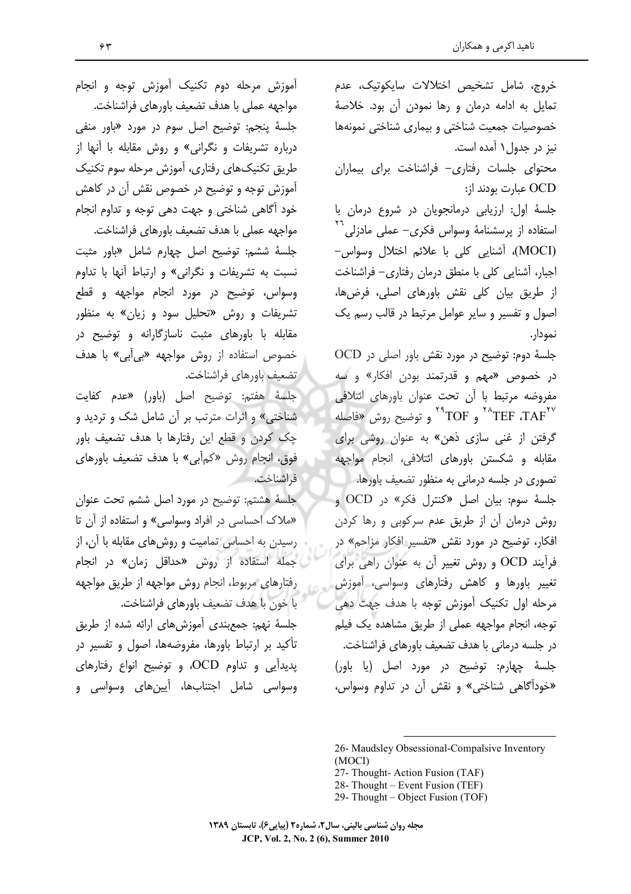خروج، شامل تشخیص اختلالات سایکوتیک، عدم تمایل به ادامه درمان و رها نمودن آن بود. خلاصهٔ خصوصیات جمعیت شناختی و بیماری شناختی نمونه‌ها نیز در جدول۱ آمده است.

محتوای جلسات رفتاری- فراشناخت برای بیماران OCD عبارت بودند از:

جلسهٔ اول: ارزیابی درمانجویان در شروع درمان با استفاده از پرسشنامهٔ وسواس فکری- عملی مادزلی[26] (MOCI)، آشنایی کلی با علائم اختلال وسواس- اجبار، آشنایی کلی با منطق درمان رفتاری- فراشناخت از طریق بیان کلی نقش باورهای اصلی، فرض‌ها، اصول و تفسیر و سایر عوامل مرتبط در قالب رسم یک نمودار.

جلسهٔ دوم: توضیح در مورد نقش باور اصلی در OCD در خصوص «مهم و قدرتمند بودن افکار» و سه مفروضه مرتبط با آن تحت عنوان باورهای ائتلافی TAF[27]، TEF[28] و TOF[29] و توضیح روش «فاصله گرفتن از غنی سازی ذهن» به عنوان روشی برای مقابله و شکستن باورهای ائتلافی، انجام مواجهه تصوری در جلسه درمانی به منظور تضعیف باورها.

جلسهٔ سوم: بیان اصل «کنترل فکر» در OCD و روش درمان آن از طریق عدم سرکوبی و رها کردن افکار، توضیح در مورد نقش «تفسیر افکار مزاحم» در فرآیند OCD و روش تغییر آن به عنوان راهی برای تغییر باورها و کاهش رفتارهای وسواسی، آموزش مرحله اول تکنیک آموزش توجه با هدف جهت دهی توجه، انجام مواجهه عملی از طریق مشاهده یک فیلم در جلسه درمانی با هدف تضعیف باورهای فراشناخت.

جلسهٔ چهارم: توضیح در مورد اصل (یا باور) «خودآگاهی شناختی» و نقش آن در تداوم وسواس، آموزش مرحله دوم تکنیک آموزش توجه و انجام مواجهه عملی با هدف تضعیف باورهای فراشناخت.

جلسهٔ پنجم: توضیح اصل سوم در مورد «باور منفی درباره تشریفات و نگرانی» و روش مقابله با آنها از طریق تکنیک‌های رفتاری، آموزش مرحله سوم تکنیک آموزش توجه و توضیح در خصوص نقش آن در کاهش خود آگاهی شناختی و جهت دهی توجه و تداوم انجام مواجهه عملی با هدف تضعیف باورهای فراشناخت.

جلسهٔ ششم: توضیح اصل چهارم شامل «باور مثبت نسبت به تشریفات و نگرانی» و ارتباط آنها با تداوم وسواس، توضیح در مورد انجام مواجهه و قطع تشریفات و روش «تحلیل سود و زیان» به منظور مقابله با باورهای مثبت ناسازگارانه و توضیح در خصوص استفاده از روش مواجهه «بی‌آبی» با هدف تضعیف باورهای فراشناخت.

جلسهٔ هفتم: توضیح اصل (باور) «عدم کفایت شناختی» و اثرات مترتب بر آن شامل شک و تردید و چک کردن و قطع این رفتارها با هدف تضعیف باور فوق، انجام روش «کم‌آبی» با هدف تضعیف باورهای فراشناخت.

جلسهٔ هشتم: توضیح در مورد اصل ششم تحت عنوان «ملاک احساسی در افراد وسواسی» و استفاده از آن تا رسیدن به احساس تمامیت و روش‌های مقابله با آن، از جمله استفاده از روش «حداقل زمان» در انجام رفتارهای مربوط، انجام روش مواجهه از طریق مواجهه با خون با هدف تضعیف باورهای فراشناخت.

جلسهٔ نهم: جمع‌بندی آموزش‌های ارائه شده از طریق تأکید بر ارتباط باورها، مفروضه‌ها، اصول و تفسیر در پدیدآیی و تداوم OCD، و توضیح انواع رفتارهای وسواسی شامل اجتناب‌ها، آیین‌های وسواسی و

---

26- Maudsley Obsessional-Compalsive Inventory (MOCI)
27- Thought- Action Fusion (TAF)
28- Thought – Event Fusion (TEF)
29- Thought – Object Fusion (TOF)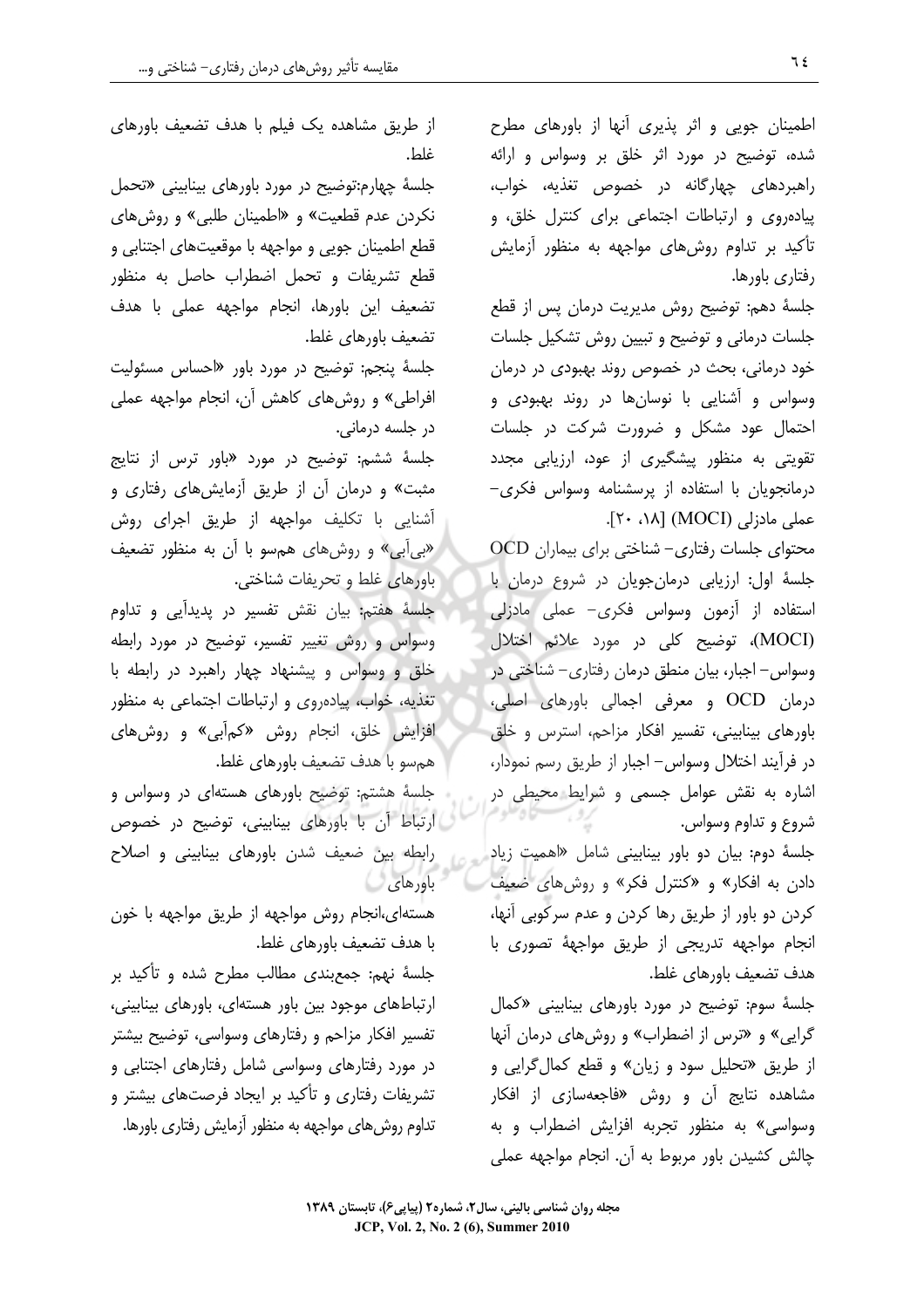اطمینان جویی و اثر پذیری آنها از باورهای مطرح شده، توضیح در مورد اثر خلق بر وسواس و ارائه راهبردهای چهارگانه در خصوص تغذیه، خواب، پیاده‌روی و ارتباطات اجتماعی برای کنترل خلق، و تأکید بر تداوم روش‌های مواجهه به منظور آزمایش رفتاری باورها.

جلسهٔ دهم: توضیح روش مدیریت درمان پس از قطع جلسات درمانی و توضیح و تبیین روش تشکیل جلسات خود درمانی، بحث در خصوص روند بهبودی در درمان وسواس و آشنایی با نوسان‌ها در روند بهبودی و احتمال عود مشکل و ضرورت شرکت در جلسات تقویتی به منظور پیشگیری از عود، ارزیابی مجدد درمانجویان با استفاده از پرسشنامه وسواس فکری- عملی مادزلی (MOCI) [۱۸، ۲۰].

محتوای جلسات رفتاری- شناختی برای بیماران OCD

جلسهٔ اول: ارزیابی درمان‌جویان در شروع درمان با استفاده از آزمون وسواس فکری- عملی مادزلی (MOCI)، توضیح کلی در مورد علائم اختلال وسواس- اجبار، بیان منطق درمان رفتاری- شناختی در درمان OCD و معرفی اجمالی باورهای اصلی، باورهای بینابینی، تفسیر افکار مزاحم، استرس و خلق در فرآیند اختلال وسواس- اجبار از طریق رسم نمودار، اشاره به نقش عوامل جسمی و شرایط محیطی در شروع و تداوم وسواس.

جلسهٔ دوم: بیان دو باور بینابینی شامل «اهمیت زیاد دادن به افکار» و «کنترل فکر» و روش‌های ضعیف کردن دو باور از طریق رها کردن و عدم سرکوبی آنها، انجام مواجهه تدریجی از طریق مواجههٔ تصوری با هدف تضعیف باورهای غلط.

جلسهٔ سوم: توضیح در مورد باورهای بینابینی «کمال گرایی» و «ترس از اضطراب» و روش‌های درمان آنها از طریق «تحلیل سود و زیان» و قطع کمال‌گرایی و مشاهده نتایج آن و روش «فاجعه‌سازی از افکار وسواسی» به منظور تجربه افزایش اضطراب و به چالش کشیدن باور مربوط به آن. انجام مواجهه عملی از طریق مشاهده یک فیلم با هدف تضعیف باورهای غلط.

جلسهٔ چهارم:توضیح در مورد باورهای بینابینی «تحمل نکردن عدم قطعیت» و «اطمینان طلبی» و روش‌های قطع اطمینان جویی و مواجهه با موقعیت‌های اجتنابی و قطع تشریفات و تحمل اضطراب حاصل به منظور تضعیف این باورها، انجام مواجهه عملی با هدف تضعیف باورهای غلط.

جلسهٔ پنجم: توضیح در مورد باور «احساس مسئولیت افراطی» و روش‌های کاهش آن، انجام مواجهه عملی در جلسه درمانی.

جلسهٔ ششم: توضیح در مورد «باور ترس از نتایج مثبت» و درمان آن از طریق آزمایش‌های رفتاری و آشنایی با تکلیف مواجهه از طریق اجرای روش «بی‌آبی» و روش‌های هم‌سو با آن به منظور تضعیف باورهای غلط و تحریفات شناختی.

جلسهٔ هفتم: بیان نقش تفسیر در پدیدآیی و تداوم وسواس و روش تغییر تفسیر، توضیح در مورد رابطه خلق و وسواس و پیشنهاد چهار راهبرد در رابطه با تغذیه، خواب، پیاده‌روی و ارتباطات اجتماعی به منظور افزایش خلق، انجام روش «کم‌آبی» و روش‌های هم‌سو با هدف تضعیف باورهای غلط.

جلسهٔ هشتم: توضیح باورهای هسته‌ای در وسواس و ارتباط آن با باورهای بینابینی، توضیح در خصوص رابطه بین ضعیف شدن باورهای بینابینی و اصلاح باورهای هسته‌ای،انجام روش مواجهه از طریق مواجهه با خون با هدف تضعیف باورهای غلط.

جلسهٔ نهم: جمع‌بندی مطالب مطرح شده و تأکید بر ارتباط‌های موجود بین باور هسته‌ای، باورهای بینابینی، تفسیر افکار مزاحم و رفتارهای وسواسی، توضیح بیشتر در مورد رفتارهای وسواسی شامل رفتارهای اجتنابی و تشریفات رفتاری و تأکید بر ایجاد فرصت‌های بیشتر و تداوم روش‌های مواجهه به منظور آزمایش رفتاری باورها.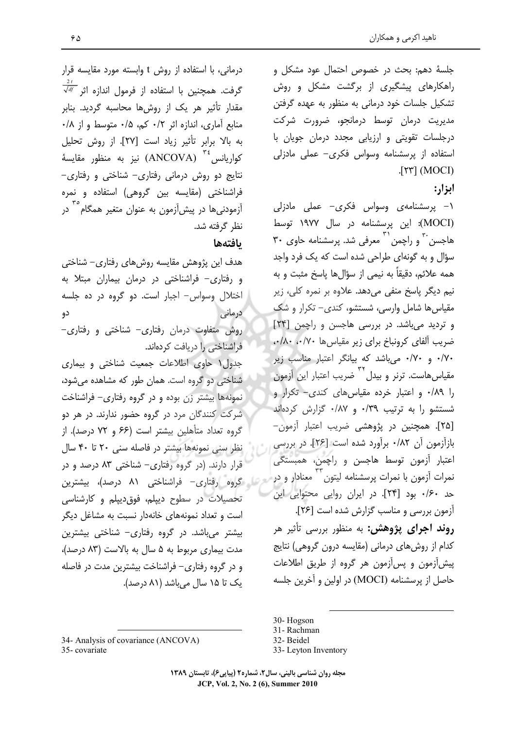جلسهٔ دهم: بحث در خصوص احتمال عود مشکل و راهکارهای پیشگیری از برگشت مشکل و روش تشکیل جلسات خود درمانی به منظور به عهده گرفتن مدیریت درمان توسط درمانجو، ضرورت شرکت درجلسات تقویتی و ارزیابی مجدد درمان جویان با استفاده از پرسشنامه وسواس فکری- عملی مادزلی (MOCI) [۲۳].

**ابزار:**

۱- پرسشنامه‌ی وسواس فکری- عملی مادزلی (MOCI): این پرسشنامه در سال ۱۹۷۷ توسط هاجسن[30] و راچمن[31] معرفی شد. پرسشنامه حاوی ۳۰ سؤال و به گونه‌ای طراحی شده است که یک فرد واجد همه علائم، دقیقاً به نیمی از سؤال‌ها پاسخ مثبت و به نیم دیگر پاسخ منفی می‌دهد. علاوه بر نمره کلی، زیر مقیاس‌ها شامل وارسی، شستشو، کندی- تکرار و شک و تردید می‌باشد. در بررسی هاجسن و راچمن [۲۴] ضریب آلفای کرونباخ برای زیر مقیاس‌ها ۰/۷۰، ۰/۸۰، ۰/۷۰ و ۰/۷۰ می‌باشد که بیانگر اعتبار مناسب زیر مقیاس‌هاست. ترنر و بیدل[32] ضریب اعتبار این آزمون را ۰/۸۹ و اعتبار خرده مقیاس‌های کندی- تکرار و شستشو را به ترتیب ۰/۳۹ و ۰/۸۷ گزارش کرده‌اند [۲۵]. همچنین در پژوهشی ضریب اعتبار آزمون- بازآزمون آن ۰/۸۲ برآورد شده است [۲۶]. در بررسی اعتبار آزمون توسط هاجسن و راچمن، همبستگی نمرات آزمون با نمرات پرسشنامه لیتون[33] معنادار و در حد ۰/۶۰ بود [۲۴]. در ایران روایی محتوایی این آزمون بررسی و مناسب گزارش شده است [۲۶].

**روند اجرای پژوهش:** به منظور بررسی تأثیر هر کدام از روش‌های درمانی (مقایسه درون گروهی) نتایج پیش‌آزمون و پس‌آزمون هر گروه از طریق اطلاعات حاصل از پرسشنامه (MOCI) در اولین و آخرین جلسه درمانی، با استفاده از روش t وابسته مورد مقایسه قرار گرفت. همچنین با استفاده از فرمول اندازه اثر $\frac{2t}{\sqrt{df}}$ مقدار تأثیر هر یک از روش‌ها محاسبه گردید. بنابر منابع آماری، اندازه اثر ۰/۲ کم، ۰/۵ متوسط و از ۰/۸ به بالا برابر تأثیر زیاد است [۲۷]. از روش تحلیل کواریانس[34] (ANCOVA) نیز به منظور مقایسهٔ نتایج دو روش درمانی رفتاری- شناختی و رفتاری- فراشناختی (مقایسه بین گروهی) استفاده و نمره آزمودنی‌ها در پیش‌آزمون به عنوان متغیر همگام[35] در نظر گرفته شد.

## یافته‌ها

هدف این پژوهش مقایسه روش‌های رفتاری- شناختی و رفتاری- فراشناختی در درمان بیماران مبتلا به اختلال وسواس- اجبار است. دو گروه در ده جلسه درمانی دو روش متفاوت درمان رفتاری- شناختی و رفتاری- فراشناختی را دریافت کرده‌اند.

جدول۱ حاوی اطلاعات جمعیت شناختی و بیماری شناختی دو گروه است. همان طور که مشاهده می‌شود، نمونه‌ها بیشتر زن بوده و در گروه رفتاری- فراشناخت شرکت کنندگان مرد در گروه حضور ندارند. در هر دو گروه تعداد متأهلین بیشتر است (۶۶ و ۷۲ درصد). از نظر سنی نمونه‌ها بیشتر در فاصله سنی ۲۰ تا ۴۰ سال قرار دارند. (در گروه رفتاری- شناختی ۸۳ درصد و در گروه رفتاری- فراشناختی ۸۱ درصد)، بیشترین تحصیلات در سطوح دیپلم، فوق‌دیپلم و کارشناسی است و تعداد نمونه‌های خانه‌دار نسبت به مشاغل دیگر بیشتر می‌باشد. در گروه رفتاری- شناختی بیشترین مدت بیماری مربوط به ۵ سال به بالاست (۸۳ درصد)، و در گروه رفتاری- فراشناخت بیشترین مدت در فاصله یک تا ۱۵ سال می‌باشد (۸۱ درصد).

---

30- Hogson
31- Rachman
32- Beidel
33- Leyton Inventory

34- Analysis of covariance (ANCOVA)
35- covariate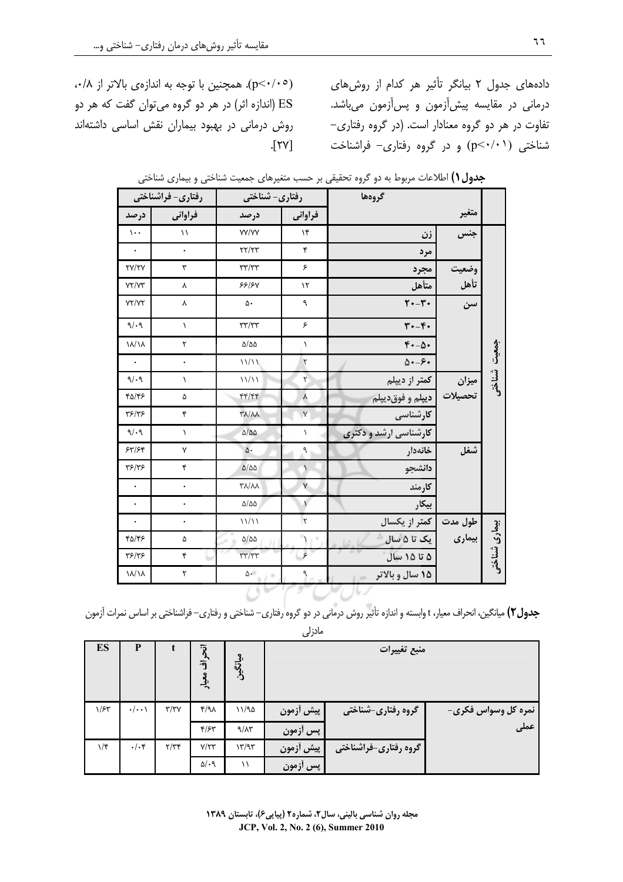داده‌های جدول ۲ بیانگر تأثیر هر کدام از روش‌های درمانی در مقایسه پیش‌آزمون و پس‌آزمون می‌باشد. تفاوت در هر دو گروه معنادار است. (در گروه رفتاری- شناختی ($p<۰/۰۱$) و در گروه رفتاری- فراشناخت ($p<۰/۰۵$). همچنین با توجه به اندازه‌ی بالاتر از ۰/۸، ES (اندازه اثر) در هر دو گروه می‌توان گفت که هر دو روش درمانی در بهبود بیماران نقش اساسی داشته‌اند [۲۷].

**جدول ۱)** اطلاعات مربوط به دو گروه تحقیقی بر حسب متغیرهای جمعیت شناختی و بیماری شناختی

| | متغیر | گروه‌ها | رفتاری- شناختی | | رفتاری- فراشناختی | |
|---|---|---|---|---|---|---|
| | | | فراوانی | درصد | فراوانی | درصد |
| جمعیت شناختی | جنس | زن | ۱۴ | ۷۷/۷۷ | ۱۱ | ۱۰۰ |
| | | مرد | ۴ | ۲۲/۲۳ | ۰ | ۰ |
| | وضعیت تأهل | مجرد | ۶ | ۳۳/۳۳ | ۳ | ۲۷/۲۷ |
| | | متأهل | ۱۲ | ۶۶/۶۷ | ۸ | ۷۲/۷۳ |
| | سن | ۲۰-۳۰ | ۹ | ۵۰ | ۸ | ۷۲/۷۲ |
| | | ۳۰-۴۰ | ۶ | ۳۳/۳۳ | ۱ | ۹/۰۹ |
| | | ۴۰-۵۰ | ۱ | ۵/۵۵ | ۲ | ۱۸/۱۸ |
| | | ۵۰-۶۰ | ۲ | ۱۱/۱۱ | ۰ | ۰ |
| | میزان تحصیلات | کمتر از دیپلم | ۲ | ۱۱/۱۱ | ۱ | ۹/۰۹ |
| | | دیپلم و فوق‌دیپلم | ۸ | ۴۴/۴۴ | ۵ | ۴۵/۴۶ |
| | | کارشناسی | ۷ | ۳۸/۸۸ | ۴ | ۳۶/۳۶ |
| | | کارشناسی ارشد و دکتری | ۱ | ۵/۵۵ | ۱ | ۹/۰۹ |
| | شغل | خانه‌دار | ۹ | ۵۰ | ۷ | ۶۳/۶۴ |
| | | دانشجو | ۱ | ۵/۵۵ | ۴ | ۳۶/۳۶ |
| | | کارمند | ۷ | ۳۸/۸۸ | ۰ | ۰ |
| | | بیکار | ۱ | ۵/۵۵ | ۰ | ۰ |
| بیماری شناختی | طول مدت بیماری | کمتر از یکسال | ۲ | ۱۱/۱۱ | ۰ | ۰ |
| | | یک تا ۵ سال | ۱ | ۵/۵۵ | ۵ | ۴۵/۴۶ |
| | | ۵ تا ۱۵ سال | ۶ | ۳۳/۳۳ | ۴ | ۳۶/۳۶ |
| | | ۱۵ سال و بالاتر | ۹ | ۵۰ | ۲ | ۱۸/۱۸ |

**جدول ۲)** میانگین، انحراف معیار، t وابسته و اندازه تأثیر روش درمانی در دو گروه رفتاری- شناختی و رفتاری- فراشناختی بر اساس نمرات آزمون مادزلی

| منبع تغییرات | | | میانگین | انحراف معیار | t | P | ES |
|---|---|---|---|---|---|---|---|
| نمره کل وسواس فکری- عملی | گروه رفتاری-شناختی | پیش آزمون | ۱۱/۹۵ | ۴/۹۸ | ۳/۳۷ | ۰/۰۰۱ | ۱/۶۳ |
| | | پس آزمون | ۹/۸۳ | ۴/۶۳ | | | |
| | گروه رفتاری-فراشناختی | پیش آزمون | ۱۳/۹۳ | ۷/۲۳ | ۲/۳۴ | ۰/۰۴ | ۱/۴ |
| | | پس آزمون | ۱۱ | ۵/۰۹ | | | |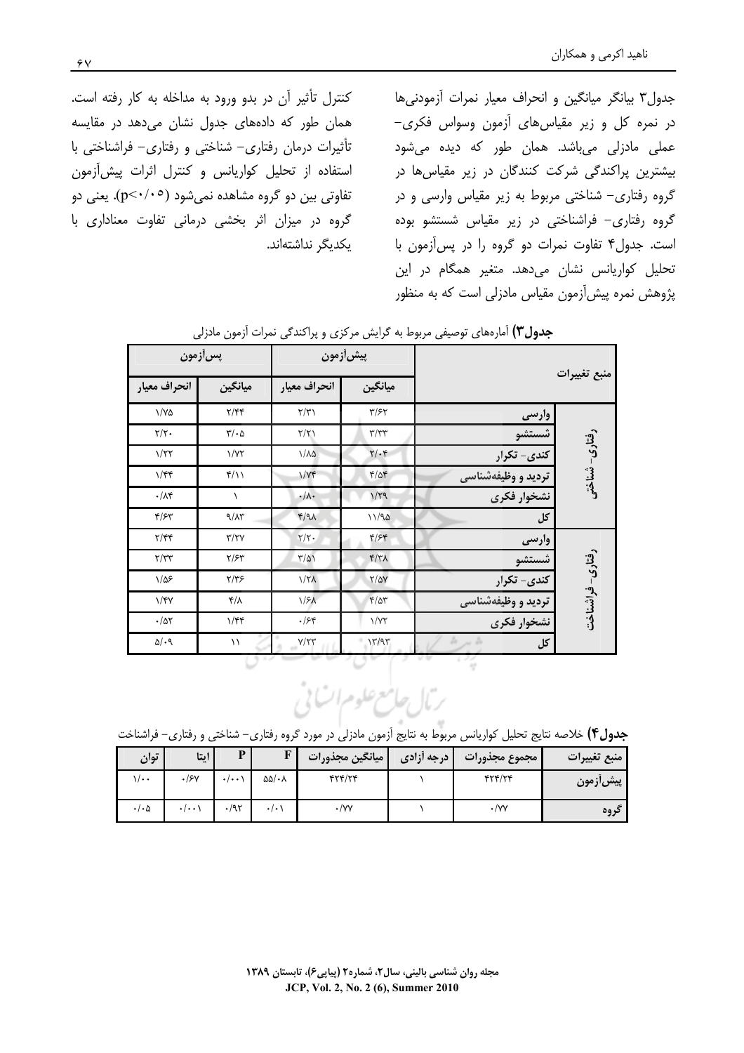جدول۳ بیانگر میانگین و انحراف معیار نمرات آزمودنی‌ها در نمره کل و زیر مقیاس‌های آزمون وسواس فکری- عملی مادزلی می‌باشد. همان طور که دیده می‌شود بیشترین پراکندگی شرکت کنندگان در زیر مقیاس‌ها در گروه رفتاری- شناختی مربوط به زیر مقیاس وارسی و در گروه رفتاری- فراشناختی در زیر مقیاس شستشو بوده است. جدول۴ تفاوت نمرات دو گروه را در پس‌آزمون با تحلیل کواریانس نشان می‌دهد. متغیر همگام در این پژوهش نمره پیش‌آزمون مقیاس مادزلی است که به منظور کنترل تأثیر آن در بدو ورود به مداخله به کار رفته است. همان طور که داده‌های جدول نشان می‌دهد در مقایسه تأثیرات درمان رفتاری- شناختی و رفتاری- فراشناختی با استفاده از تحلیل کواریانس و کنترل اثرات پیش‌آزمون تفاوتی بین دو گروه مشاهده نمی‌شود ($p<۰/۰۵$). یعنی دو گروه در میزان اثر بخشی درمانی تفاوت معناداری با یکدیگر نداشته‌اند.

**جدول۳)** آماره‌های توصیفی مربوط به گرایش مرکزی و پراکندگی نمرات آزمون مادزلی

| منبع تغییرات | | پیش‌آزمون | | پس‌آزمون | |
|---|---|---|---|---|---|
| | | میانگین | انحراف معیار | میانگین | انحراف معیار |
| رفتاری- شناختی | وارسی | ۳/۶۲ | ۲/۳۱ | ۲/۴۴ | ۱/۷۵ |
| | شستشو | ۳/۳۳ | ۲/۲۱ | ۳/۰۵ | ۲/۲۰ |
| | کندی- تکرار | ۲/۰۴ | ۱/۸۵ | ۱/۷۲ | ۱/۲۲ |
| | تردید و وظیفه‌شناسی | ۴/۵۴ | ۱/۷۴ | ۴/۱۱ | ۱/۴۴ |
| | نشخوار فکری | ۱/۲۹ | ۰/۸۰ | ۱ | ۰/۸۴ |
| | کل | ۱۱/۹۵ | ۴/۹۸ | ۹/۸۳ | ۴/۶۳ |
| رفتاری- فراشناخت | وارسی | ۴/۶۴ | ۲/۲۰ | ۳/۲۷ | ۲/۴۴ |
| | شستشو | ۴/۳۸ | ۳/۵۱ | ۲/۶۳ | ۲/۳۳ |
| | کندی- تکرار | ۲/۵۷ | ۱/۲۸ | ۲/۳۶ | ۱/۵۶ |
| | تردید و وظیفه‌شناسی | ۴/۵۳ | ۱/۶۸ | ۴/۸ | ۱/۴۷ |
| | نشخوار فکری | ۱/۷۲ | ۰/۶۴ | ۱/۴۴ | ۰/۵۲ |
| | کل | ۱۳/۹۳ | ۷/۲۳ | ۱۱ | ۵/۰۹ |

**جدول۴)** خلاصه نتایج تحلیل کواریانس مربوط به نتایج آزمون مادزلی در مورد گروه رفتاری- شناختی و رفتاری- فراشناخت

| منبع تغییرات | مجموع مجذورات | درجه آزادی | میانگین مجذورات | F | P | ایتا | توان |
|---|---|---|---|---|---|---|---|
| پیش‌آزمون | ۴۲۴/۲۴ | ۱ | ۴۲۴/۲۴ | ۵۵/۰۸ | ۰/۰۰۱ | ۰/۶۷ | ۱/۰۰ |
| گروه | ۰/۷۷ | ۱ | ۰/۷۷ | ۰/۰۱ | ۰/۹۲ | ۰/۰۰۱ | ۰/۰۵ |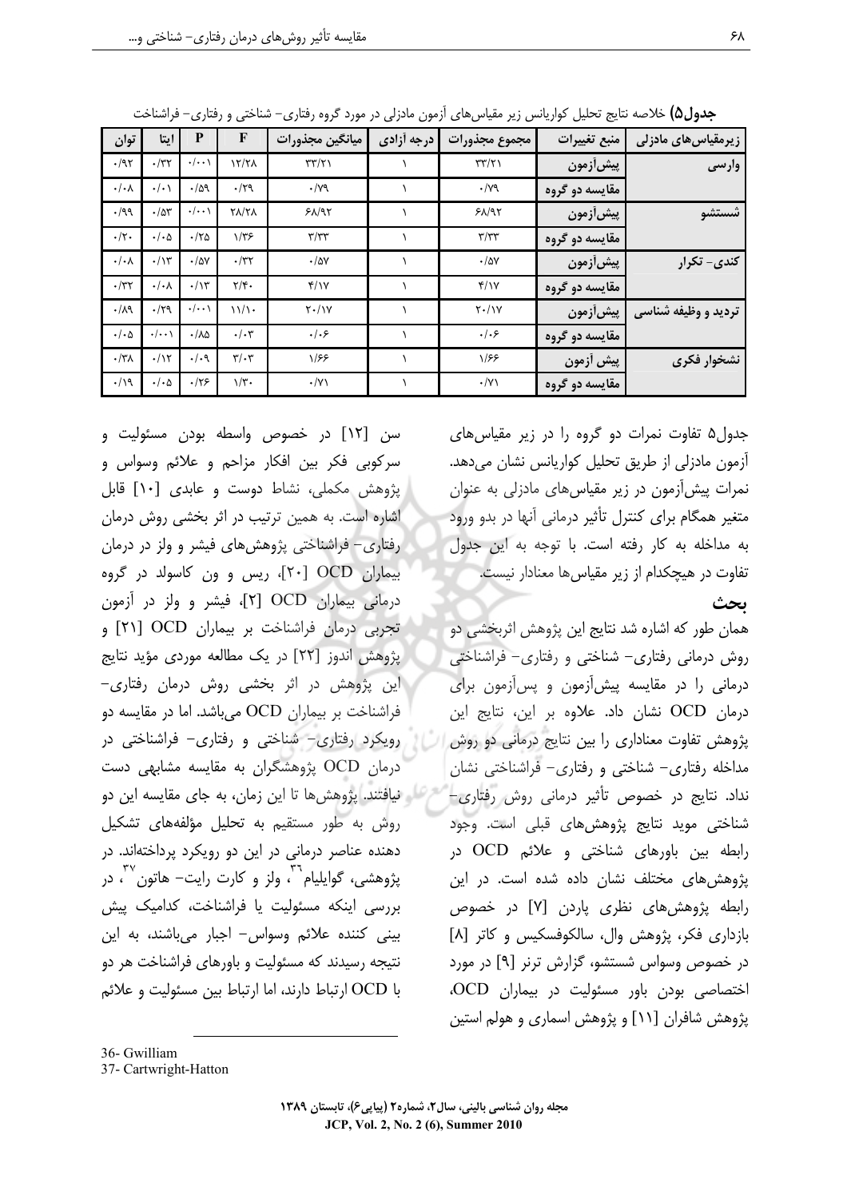**جدول۵)** خلاصه نتایج تحلیل کواریانس زیر مقیاس‌های آزمون مادزلی در مورد گروه رفتاری- شناختی و رفتاری- فراشناخت

| زیرمقیاس‌های مادزلی | منبع تغییرات | مجموع مجذورات | درجه آزادی | میانگین مجذورات | F | P | اِیتا | توان |
|---|---|---|---|---|---|---|---|---|
| وارسی | پیش‌آزمون | ۳۳/۲۱ | ۱ | ۳۳/۲۱ | ۱۲/۲۸ | ۰/۰۰۱ | ۰/۳۲ | ۰/۹۲ |
| | مقایسه دو گروه | ۰/۷۹ | ۱ | ۰/۷۹ | ۰/۲۹ | ۰/۵۹ | ۰/۰۱ | ۰/۰۸ |
| شستشو | پیش‌آزمون | ۶۸/۹۲ | ۱ | ۶۸/۹۲ | ۲۸/۲۸ | ۰/۰۰۱ | ۰/۵۳ | ۰/۹۹ |
| | مقایسه دو گروه | ۳/۳۳ | ۱ | ۳/۳۳ | ۱/۳۶ | ۰/۲۵ | ۰/۰۵ | ۰/۲۰ |
| کندی- تکرار | پیش‌آزمون | ۰/۵۷ | ۱ | ۰/۵۷ | ۰/۳۲ | ۰/۵۷ | ۰/۱۳ | ۰/۰۸ |
| | مقایسه دو گروه | ۴/۱۷ | ۱ | ۴/۱۷ | ۲/۴۰ | ۰/۱۳ | ۰/۰۸ | ۰/۳۲ |
| تردید و وظیفه شناسی | پیش‌آزمون | ۲۰/۱۷ | ۱ | ۲۰/۱۷ | ۱۱/۱۰ | ۰/۰۰۱ | ۰/۲۹ | ۰/۸۹ |
| | مقایسه دو گروه | ۰/۰۶ | ۱ | ۰/۰۶ | ۰/۰۳ | ۰/۸۵ | ۰/۰۰۱ | ۰/۰۵ |
| نشخوار فکری | پیش آزمون | ۱/۶۶ | ۱ | ۱/۶۶ | ۳/۰۳ | ۰/۰۹ | ۰/۱۲ | ۰/۳۸ |
| | مقایسه دو گروه | ۰/۷۱ | ۱ | ۰/۷۱ | ۱/۳۰ | ۰/۲۶ | ۰/۰۵ | ۰/۱۹ |

جدول۵ تفاوت نمرات دو گروه را در زیر مقیاس‌های آزمون مادزلی از طریق تحلیل کواریانس نشان می‌دهد. نمرات پیش‌آزمون در زیر مقیاس‌های مادزلی به عنوان متغیر همگام برای کنترل تأثیر درمانی آنها در بدو ورود به مداخله به کار رفته است. با توجه به این جدول تفاوت در هیچکدام از زیر مقیاس‌ها معنادار نیست.

## بحث

همان طور که اشاره شد نتایج این پژوهش اثربخشی دو روش درمانی رفتاری- شناختی و رفتاری- فراشناختی درمانی را در مقایسه پیش‌آزمون و پس‌آزمون برای درمان OCD نشان داد. علاوه بر این، نتایج این پژوهش تفاوت معناداری را بین نتایج درمانی دو روش مداخله رفتاری- شناختی و رفتاری- فراشناختی نشان نداد. نتایج در خصوص تأثیر درمانی روش رفتاری- شناختی موید نتایج پژوهش‌های قبلی است. وجود رابطه بین باورهای شناختی و علائم OCD در پژوهش‌های مختلف نشان داده شده است. در این رابطه پژوهش‌های نظری پاردن [۷] در خصوص بازداری فکر، پژوهش وال، سالکوفسکیس و کاتر [۸] در خصوص وسواس شستشو، گزارش ترنر [۹] در مورد اختصاصی بودن باور مسئولیت در بیماران OCD، پژوهش شافران [۱۱] و پژوهش اسماری و هولم استین سن [۱۲] در خصوص واسطه بودن مسئولیت و سرکوبی فکر بین افکار مزاحم و علائم وسواس و پژوهش مکملی، نشاط دوست و عابدی [۱۰] قابل اشاره است. به همین ترتیب در اثر بخشی روش درمان رفتاری- فراشناختی پژوهش‌های فیشر و ولز در درمان بیماران OCD [۲۰]، ریس و ون کاسولد در گروه درمانی بیماران OCD [۲]، فیشر و ولز در آزمون تجربی درمان فراشناخت بر بیماران OCD [۲۱] و پژوهش اندوز [۲۲] در یک مطالعه موردی مؤید نتایج این پژوهش در اثر بخشی روش درمان رفتاری- فراشناخت بر بیماران OCD می‌باشد. اما در مقایسه دو رویکرد رفتاری- شناختی و رفتاری- فراشناختی در درمان OCD پژوهشگران به مقایسه مشابهی دست نیافتند. پژوهش‌ها تا این زمان، به جای مقایسه این دو روش به طور مستقیم به تحلیل مؤلفه‌های تشکیل دهنده عناصر درمانی در این دو رویکرد پرداخته‌اند. در پژوهشی، گوایلیام[۳۶]، ولز و کارت رایت- هاتون[۳۷]، در بررسی اینکه مسئولیت یا فراشناخت، کدامیک پیش بینی کننده علائم وسواس- اجبار می‌باشند، به این نتیجه رسیدند که مسئولیت و باورهای فراشناخت هر دو با OCD ارتباط دارند، اما ارتباط بین مسئولیت و علائم

---

36- Gwilliam
37- Cartwright-Hatton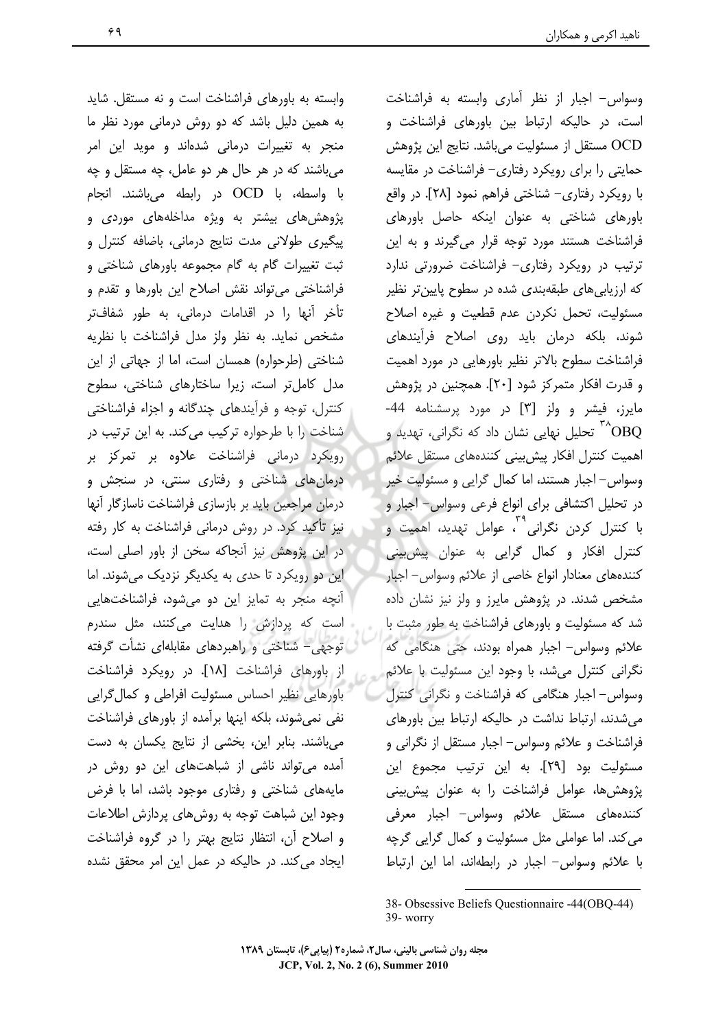وسواس- اجبار از نظر آماری وابسته به فراشناخت است، در حالیکه ارتباط بین باورهای فراشناخت و OCD مستقل از مسئولیت می‌باشد. نتایج این پژوهش حمایتی را برای رویکرد رفتاری- فراشناخت در مقایسه با رویکرد رفتاری- شناختی فراهم نمود [۲۸]. در واقع باورهای شناختی به عنوان اینکه حاصل باورهای فراشناخت هستند مورد توجه قرار می‌گیرند و به این ترتیب در رویکرد رفتاری- فراشناخت ضرورتی ندارد که ارزیابی‌های طبقه‌بندی شده در سطوح پایین‌تر نظیر مسئولیت، تحمل نکردن عدم قطعیت و غیره اصلاح شوند، بلکه درمان باید روی اصلاح فرآیندهای فراشناخت سطوح بالاتر نظیر باورهایی در مورد اهمیت و قدرت افکار متمرکز شود [۲۰]. همچنین در پژوهش مایرز، فیشر و ولز [۳] در مورد پرسشنامه 44-OBQ [38] تحلیل نهایی نشان داد که نگرانی، تهدید و اهمیت کنترل افکار پیش‌بینی کننده‌های مستقل علائم وسواس- اجبار هستند، اما کمال گرایی و مسئولیت خیر. در تحلیل اکتشافی برای انواع فرعی وسواس- اجبار و با کنترل کردن نگرانی [39]، عوامل تهدید، اهمیت و کنترل افکار و کمال گرایی به عنوان پیش‌بینی کننده‌های معنادار انواع خاصی از علائم وسواس- اجبار مشخص شدند. در پژوهش مایرز و ولز نیز نشان داده شد که مسئولیت و باورهای فراشناخت به طور مثبت با علائم وسواس- اجبار همراه بودند، حتی هنگامی که نگرانی کنترل می‌شد، با وجود این مسئولیت با علائم وسواس- اجبار هنگامی که فراشناخت و نگرانی کنترل می‌شدند، ارتباط نداشت در حالیکه ارتباط بین باورهای فراشناخت و علائم وسواس- اجبار مستقل از نگرانی و مسئولیت بود [۲۹]. به این ترتیب مجموع این پژوهش‌ها، عوامل فراشناخت را به عنوان پیش‌بینی کننده‌های مستقل علائم وسواس- اجبار معرفی می‌کند. اما عواملی مثل مسئولیت و کمال گرایی گرچه با علائم وسواس- اجبار در رابطه‌اند، اما این ارتباط وابسته به باورهای فراشناخت است و نه مستقل. شاید به همین دلیل باشد که دو روش درمانی مورد نظر ما منجر به تغییرات درمانی شده‌اند و موید این امر می‌باشند که در هر حال هر دو عامل، چه مستقل و چه با واسطه، با OCD در رابطه می‌باشند. انجام پژوهش‌های بیشتر به ویژه مداخله‌های موردی و پیگیری طولانی مدت نتایج درمانی، باضافه کنترل و ثبت تغییرات گام به گام مجموعه باورهای شناختی و فراشناختی می‌تواند نقش اصلاح این باورها و تقدم و تأخر آنها را در اقدامات درمانی، به طور شفاف‌تر مشخص نماید. به نظر ولز مدل فراشناخت با نظریه شناختی (طرحواره) همسان است، اما از جهاتی از این مدل کامل‌تر است، زیرا ساختارهای شناختی، سطوح کنترل، توجه و فرآیندهای چندگانه و اجزاء فراشناختی شناخت را با طرحواره ترکیب می‌کند. به این ترتیب در رویکرد درمانی فراشناخت علاوه بر تمرکز بر درمان‌های شناختی و رفتاری سنتی، در سنجش و درمان مراجعین باید بر بازسازی فراشناخت ناسازگار آنها نیز تأکید کرد. در روش درمانی فراشناخت به کار رفته در این پژوهش نیز آنجاکه سخن از باور اصلی است، این دو رویکرد تا حدی به یکدیگر نزدیک می‌شوند. اما آنچه منجر به تمایز این دو می‌شود، فراشناخت‌هایی است که پردازش را هدایت می‌کنند، مثل سندرم توجهی- شناختی و راهبردهای مقابله‌ای نشأت گرفته از باورهای فراشناخت [۱۸]. در رویکرد فراشناخت باورهایی نظیر احساس مسئولیت افراطی و کمال‌گرایی نفی نمی‌شوند، بلکه اینها برآمده از باورهای فراشناخت می‌باشند. بنابر این، بخشی از نتایج یکسان به دست آمده می‌تواند ناشی از شباهت‌های این دو روش در مایه‌های شناختی و رفتاری موجود باشد، اما با فرض وجود این شباهت توجه به روش‌های پردازش اطلاعات و اصلاح آن، انتظار نتایج بهتر را در گروه فراشناخت ایجاد می‌کند. در حالیکه در عمل این امر محقق نشده

38- Obsessive Beliefs Questionnaire -44(OBQ-44)
39- worry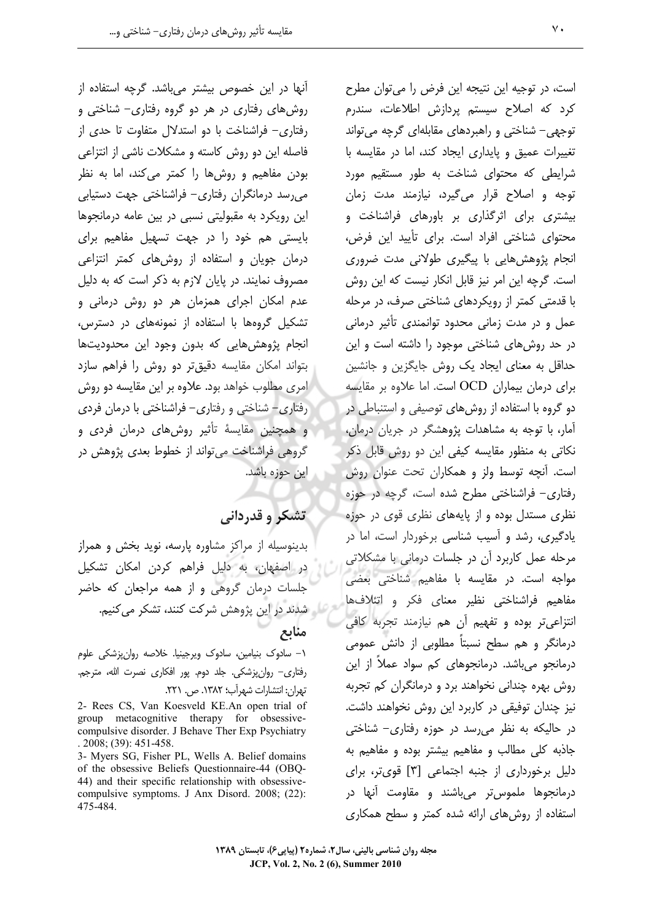است، در توجیه این نتیجه این فرض را می‌توان مطرح کرد که اصلاح سیستم پردازش اطلاعات، سندرم توجهی- شناختی و راهبردهای مقابله‌ای گرچه می‌تواند تغییرات عمیق و پایداری ایجاد کند، اما در مقایسه با شرایطی که محتوای شناخت به طور مستقیم مورد توجه و اصلاح قرار می‌گیرد، نیازمند مدت زمان بیشتری برای اثرگذاری بر باورهای فراشناخت و محتوای شناختی افراد است. برای تأیید این فرض، انجام پژوهش‌هایی با پیگیری طولانی مدت ضروری است. گرچه این امر نیز قابل انکار نیست که این روش با قدمتی کمتر از رویکردهای شناختی صرف، در مرحله عمل و در مدت زمانی محدود توانمندی تأثیر درمانی در حد روش‌های شناختی موجود را داشته است و این حداقل به معنای ایجاد یک روش جایگزین و جانشین برای درمان بیماران OCD است. اما علاوه بر مقایسه دو گروه با استفاده از روش‌های توصیفی و استنباطی در آمار، با توجه به مشاهدات پژوهشگر در جریان درمان، نکاتی به منظور مقایسه کیفی این دو روش قابل ذکر است. آنچه توسط ولز و همکاران تحت عنوان روش رفتاری- فراشناختی مطرح شده است، گرچه در حوزه نظری مستدل بوده و از پایه‌های نظری قوی در حوزه یادگیری، رشد و آسیب شناسی برخوردار است، اما در مرحله عمل کاربرد آن در جلسات درمانی با مشکلاتی مواجه است. در مقایسه با مفاهیم شناختی بعضی مفاهیم فراشناختی نظیر معنای فکر و ائتلاف‌ها انتزاعی‌تر بوده و تفهیم آن هم نیازمند تجربه کافی درمانگر و هم سطح نسبتاً مطلوبی از دانش عمومی درمانجو می‌باشد. درمانجوهای کم سواد عملاً از این روش بهره چندانی نخواهند برد و درمانگران کم تجربه نیز چندان توفیقی در کاربرد این روش نخواهند داشت. در حالیکه به نظر می‌رسد در حوزه رفتاری- شناختی جاذبه کلی مطالب و مفاهیم بیشتر بوده و مفاهیم به دلیل برخورداری از جنبه اجتماعی [3] قوی‌تر، برای درمانجوها ملموس‌تر می‌باشند و مقاومت آنها در استفاده از روش‌های ارائه شده کمتر و سطح همکاری آنها در این خصوص بیشتر می‌باشد. گرچه استفاده از روش‌های رفتاری در هر دو گروه رفتاری- شناختی و رفتاری- فراشناخت با دو استدلال متفاوت تا حدی از فاصله این دو روش کاسته و مشکلات ناشی از انتزاعی بودن مفاهیم و روش‌ها را کمتر می‌کند، اما به نظر می‌رسد درمانگران رفتاری- فراشناختی جهت دستیابی این رویکرد به مقبولیتی نسبی در بین عامه درمانجوها بایستی هم خود را در جهت تسهیل مفاهیم برای درمان جویان و استفاده از روش‌های کمتر انتزاعی مصروف نمایند. در پایان لازم به ذکر است که به دلیل عدم امکان اجرای همزمان هر دو روش درمانی و تشکیل گروه‌ها با استفاده از نمونه‌های در دسترس، انجام پژوهش‌هایی که بدون وجود این محدودیت‌ها بتواند امکان مقایسه دقیق‌تر دو روش را فراهم سازد امری مطلوب خواهد بود. علاوه بر این مقایسه دو روش رفتاری- شناختی و رفتاری- فراشناختی با درمان فردی و همچنین مقایسهٔ تأثیر روش‌های درمان فردی و گروهی فراشناخت می‌تواند از خطوط بعدی پژوهش در این حوزه باشد.

## تشکر و قدردانی

بدینوسیله از مراکز مشاوره پارسه، نوید بخش و همراز در اصفهان، به دلیل فراهم کردن امکان تشکیل جلسات درمان گروهی و از همه مراجعان که حاضر شدند در این پژوهش شرکت کنند، تشکر می‌کنیم.

## منابع

1- سادوک بنیامین، سادوک ویرجینیا. خلاصه روان‌پزشکی علوم رفتاری- روان‌پزشکی. جلد دوم. پور افکاری نصرت الله، مترجم. تهران: انتشارات شهرآب؛ ۱۳۸۲. ص. ۲۲۱.

2- Rees CS, Van Koesveld KE.An open trial of group metacognitive therapy for obsessive-compulsive disorder. J Behave Ther Exp Psychiatry . 2008; (39): 451-458.

3- Myers SG, Fisher PL, Wells A. Belief domains of the obsessive Beliefs Questionnaire-44 (OBQ-44) and their specific relationship with obsessive-compulsive symptoms. J Anx Disord. 2008; (22): 475-484.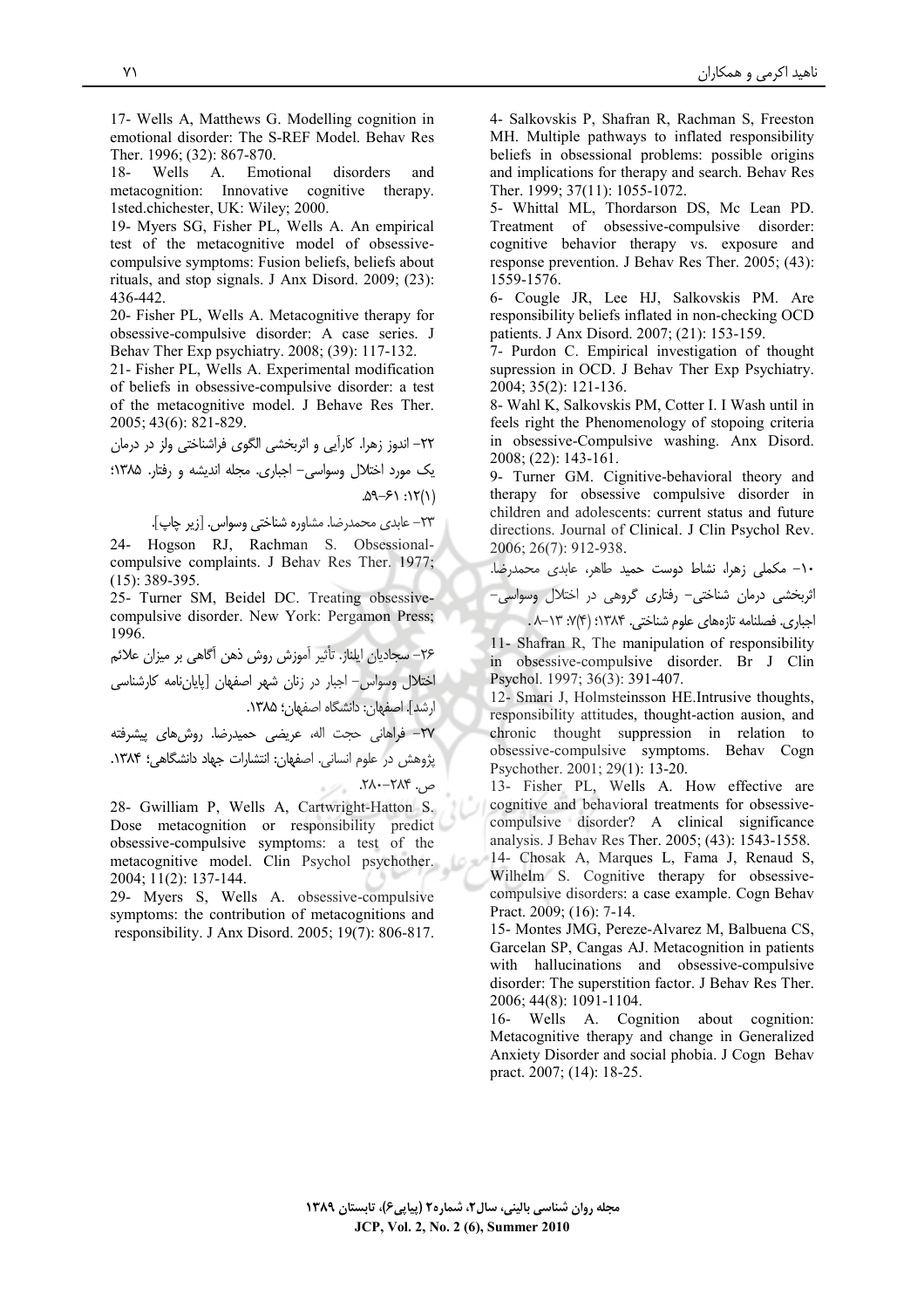4- Salkovskis P, Shafran R, Rachman S, Freeston MH. Multiple pathways to inflated responsibility beliefs in obsessional problems: possible origins and implications for therapy and search. Behav Res Ther. 1999; 37(11): 1055-1072.

5- Whittal ML, Thordarson DS, Mc Lean PD. Treatment of obsessive-compulsive disorder: cognitive behavior therapy vs. exposure and response prevention. J Behav Res Ther. 2005; (43): 1559-1576.

6- Cougle JR, Lee HJ, Salkovskis PM. Are responsibility beliefs inflated in non-checking OCD patients. J Anx Disord. 2007; (21): 153-159.

7- Purdon C. Empirical investigation of thought supression in OCD. J Behav Ther Exp Psychiatry. 2004; 35(2): 121-136.

8- Wahl K, Salkovskis PM, Cotter I. I Wash until in feels right the Phenomenology of stopoing criteria in obsessive-Compulsive washing. Anx Disord. 2008; (22): 143-161.

9- Turner GM. Cignitive-behavioral theory and therapy for obsessive compulsive disorder in children and adolescents: current status and future directions. Journal of Clinical. J Clin Psychol Rev. 2006; 26(7): 912-938.

۱۰- مکملی زهرا، نشاط دوست حمید طاهر، عابدی محمدرضا. اثربخشی درمان شناختی- رفتاری گروهی در اختلال وسواسی- اجباری. فصلنامه تازه‌های علوم شناختی. ۱۳۸۴؛ ۷(۴): ۱۳-۸.

11- Shafran R, The manipulation of responsibility in obsessive-compulsive disorder. Br J Clin Psychol. 1997; 36(3): 391-407.

12- Smari J, Holmsteinsson HE.Intrusive thoughts, responsibility attitudes, thought-action ausion, and chronic thought suppression in relation to obsessive-compulsive symptoms. Behav Cogn Psychother. 2001; 29(1): 13-20.

13- Fisher PL, Wells A. How effective are cognitive and behavioral treatments for obsessive-compulsive disorder? A clinical significance analysis. J Behav Res Ther. 2005; (43): 1543-1558.

14- Chosak A, Marques L, Fama J, Renaud S, Wilhelm S. Cognitive therapy for obsessive-compulsive disorders: a case example. Cogn Behav Pract. 2009; (16): 7-14.

15- Montes JMG, Pereze-Alvarez M, Balbuena CS, Garcelan SP, Cangas AJ. Metacognition in patients with hallucinations and obsessive-compulsive disorder: The superstition factor. J Behav Res Ther. 2006; 44(8): 1091-1104.

16- Wells A. Cognition about cognition: Metacognitive therapy and change in Generalized Anxiety Disorder and social phobia. J Cogn Behav pract. 2007; (14): 18-25.

17- Wells A, Matthews G. Modelling cognition in emotional disorder: The S-REF Model. Behav Res Ther. 1996; (32): 867-870.

18- Wells A. Emotional disorders and metacognition: Innovative cognitive therapy. 1sted.chichester, UK: Wiley; 2000.

19- Myers SG, Fisher PL, Wells A. An empirical test of the metacognitive model of obsessive-compulsive symptoms: Fusion beliefs, beliefs about rituals, and stop signals. J Anx Disord. 2009; (23): 436-442.

20- Fisher PL, Wells A. Metacognitive therapy for obsessive-compulsive disorder: A case series. J Behav Ther Exp psychiatry. 2008; (39): 117-132.

21- Fisher PL, Wells A. Experimental modification of beliefs in obsessive-compulsive disorder: a test of the metacognitive model. J Behave Res Ther. 2005; 43(6): 821-829.

۲۲- اندوز زهرا. کارآیی و اثربخشی الگوی فراشناختی ولز در درمان یک مورد اختلال وسواسی- اجباری. مجله اندیشه و رفتار. ۱۳۸۵؛ ۱۲(۱): ۶۱-۵۹.

۲۳- عابدی محمدرضا. مشاوره شناختی وسواس. [زیر چاپ].

24- Hogson RJ, Rachman S. Obsessional-compulsive complaints. J Behav Res Ther. 1977; (15): 389-395.

25- Turner SM, Beidel DC. Treating obsessive-compulsive disorder. New York: Pergamon Press; 1996.

۲۶- سجادیان ایلناز. تأثیر آموزش روش ذهن آگاهی بر میزان علائم اختلال وسواس- اجبار در زنان شهر اصفهان [پایان‌نامه کارشناسی ارشد]. اصفهان: دانشگاه اصفهان؛ ۱۳۸۵.

۲۷- فراهانی حجت اله، عریضی حمیدرضا. روش‌های پیشرفته پژوهش در علوم انسانی. اصفهان: انتشارات جهاد دانشگاهی؛ ۱۳۸۴. ص. ۲۸۴-۲۸۰.

28- Gwilliam P, Wells A, Cartwright-Hatton S. Dose metacognition or responsibility predict obsessive-compulsive symptoms: a test of the metacognitive model. Clin Psychol psychother. 2004; 11(2): 137-144.

29- Myers S, Wells A. obsessive-compulsive symptoms: the contribution of metacognitions and responsibility. J Anx Disord. 2005; 19(7): 806-817.